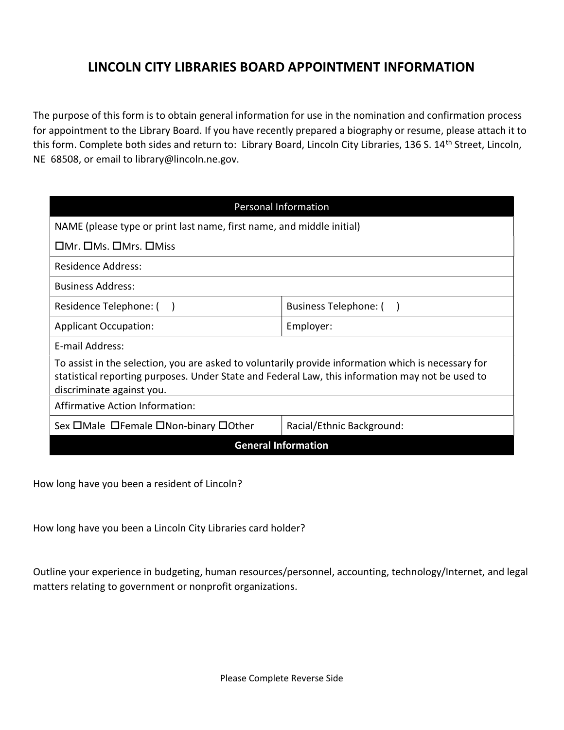# LINCOLN CITY LIBRARIES BOARD APPOINTMENT INFORMATION

The purpose of this form is to obtain general information for use in the nomination and confirmation process for appointment to the Library Board. If you have recently prepared a biography or resume, please attach it to this form. Complete both sides and return to: Library Board, Lincoln City Libraries, 136 S. 14th Street, Lincoln, NE 68508, or email to library@lincoln.ne.gov.

| Personal Information | |
|---|---|
| NAME (please type or print last name, first name, and middle initial) | |
| ☐Mr. ☐Ms. ☐Mrs. ☐Miss | |
| Residence Address: | |
| Business Address: | |
| Residence Telephone: ( ) | Business Telephone: ( ) |
| Applicant Occupation: | Employer: |
| E-mail Address: | |
| To assist in the selection, you are asked to voluntarily provide information which is necessary for statistical reporting purposes. Under State and Federal Law, this information may not be used to discriminate against you. | |
| Affirmative Action Information: | |
| Sex ☐Male ☐Female ☐Non-binary ☐Other | Racial/Ethnic Background: |
| **General Information** | |

How long have you been a resident of Lincoln?

How long have you been a Lincoln City Libraries card holder?

Outline your experience in budgeting, human resources/personnel, accounting, technology/Internet, and legal matters relating to government or nonprofit organizations.

Please Complete Reverse Side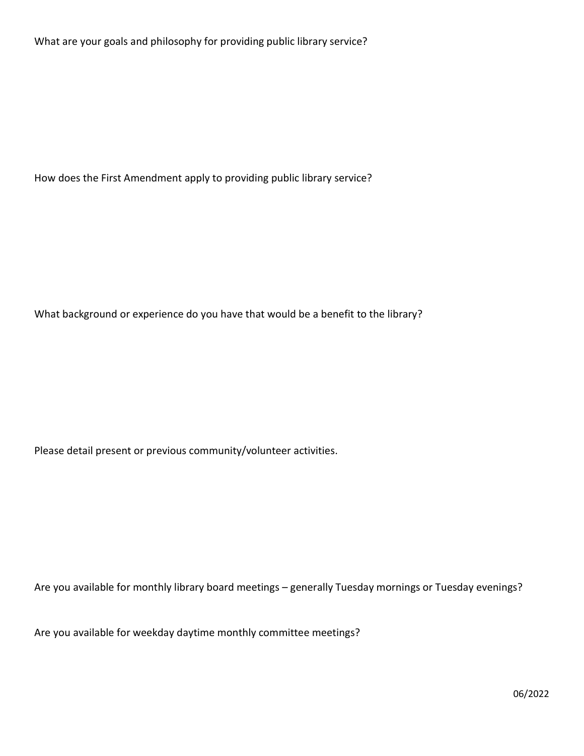What are your goals and philosophy for providing public library service?

How does the First Amendment apply to providing public library service?

What background or experience do you have that would be a benefit to the library?

Please detail present or previous community/volunteer activities.

Are you available for monthly library board meetings – generally Tuesday mornings or Tuesday evenings?

Are you available for weekday daytime monthly committee meetings?

06/2022